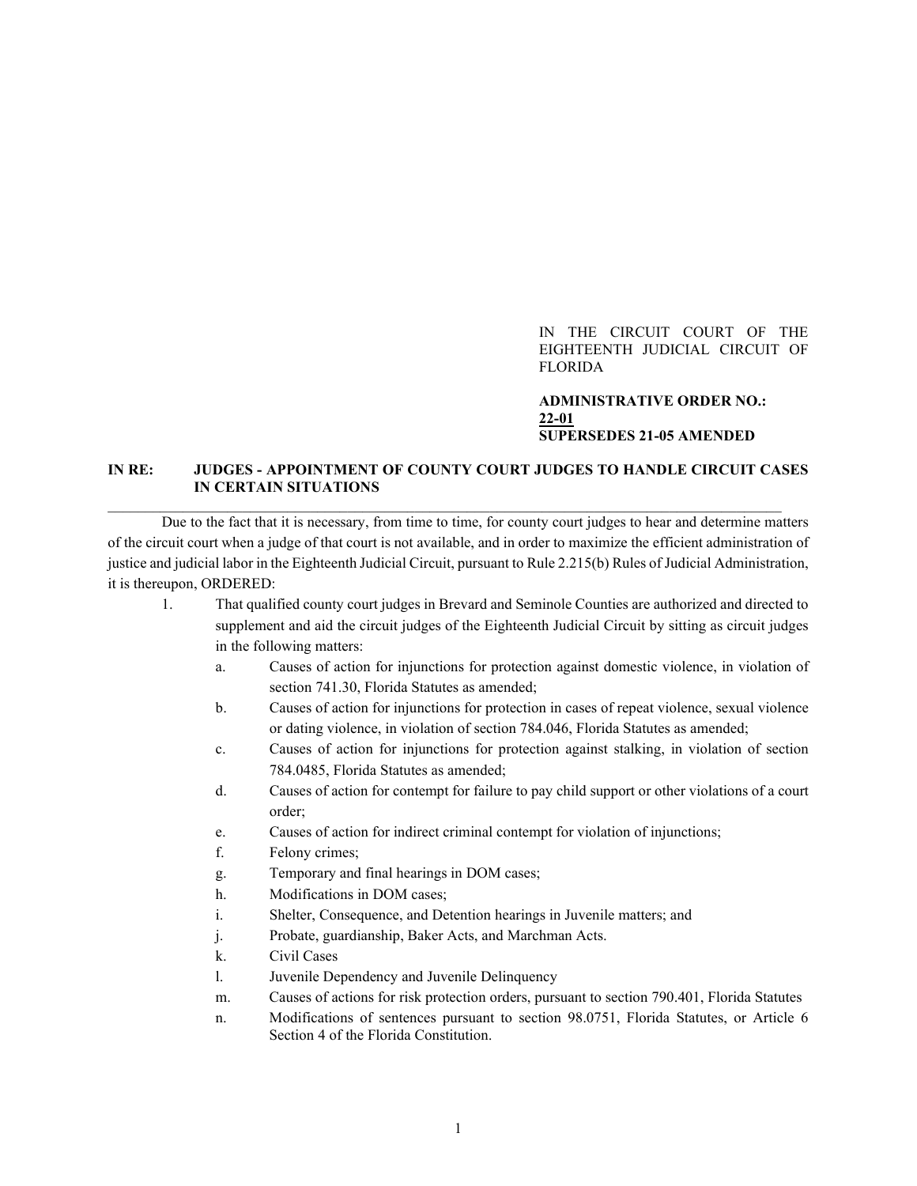IN THE CIRCUIT COURT OF THE EIGHTEENTH JUDICIAL CIRCUIT OF FLORIDA

**ADMINISTRATIVE ORDER NO.: 22-01**
**SUPERSEDES 21-05 AMENDED**

**IN RE: JUDGES - APPOINTMENT OF COUNTY COURT JUDGES TO HANDLE CIRCUIT CASES IN CERTAIN SITUATIONS**

---

Due to the fact that it is necessary, from time to time, for county court judges to hear and determine matters of the circuit court when a judge of that court is not available, and in order to maximize the efficient administration of justice and judicial labor in the Eighteenth Judicial Circuit, pursuant to Rule 2.215(b) Rules of Judicial Administration, it is thereupon, ORDERED:

1. That qualified county court judges in Brevard and Seminole Counties are authorized and directed to supplement and aid the circuit judges of the Eighteenth Judicial Circuit by sitting as circuit judges in the following matters:
   a. Causes of action for injunctions for protection against domestic violence, in violation of section 741.30, Florida Statutes as amended;
   b. Causes of action for injunctions for protection in cases of repeat violence, sexual violence or dating violence, in violation of section 784.046, Florida Statutes as amended;
   c. Causes of action for injunctions for protection against stalking, in violation of section 784.0485, Florida Statutes as amended;
   d. Causes of action for contempt for failure to pay child support or other violations of a court order;
   e. Causes of action for indirect criminal contempt for violation of injunctions;
   f. Felony crimes;
   g. Temporary and final hearings in DOM cases;
   h. Modifications in DOM cases;
   i. Shelter, Consequence, and Detention hearings in Juvenile matters; and
   j. Probate, guardianship, Baker Acts, and Marchman Acts.
   k. Civil Cases
   l. Juvenile Dependency and Juvenile Delinquency
   m. Causes of actions for risk protection orders, pursuant to section 790.401, Florida Statutes
   n. Modifications of sentences pursuant to section 98.0751, Florida Statutes, or Article 6 Section 4 of the Florida Constitution.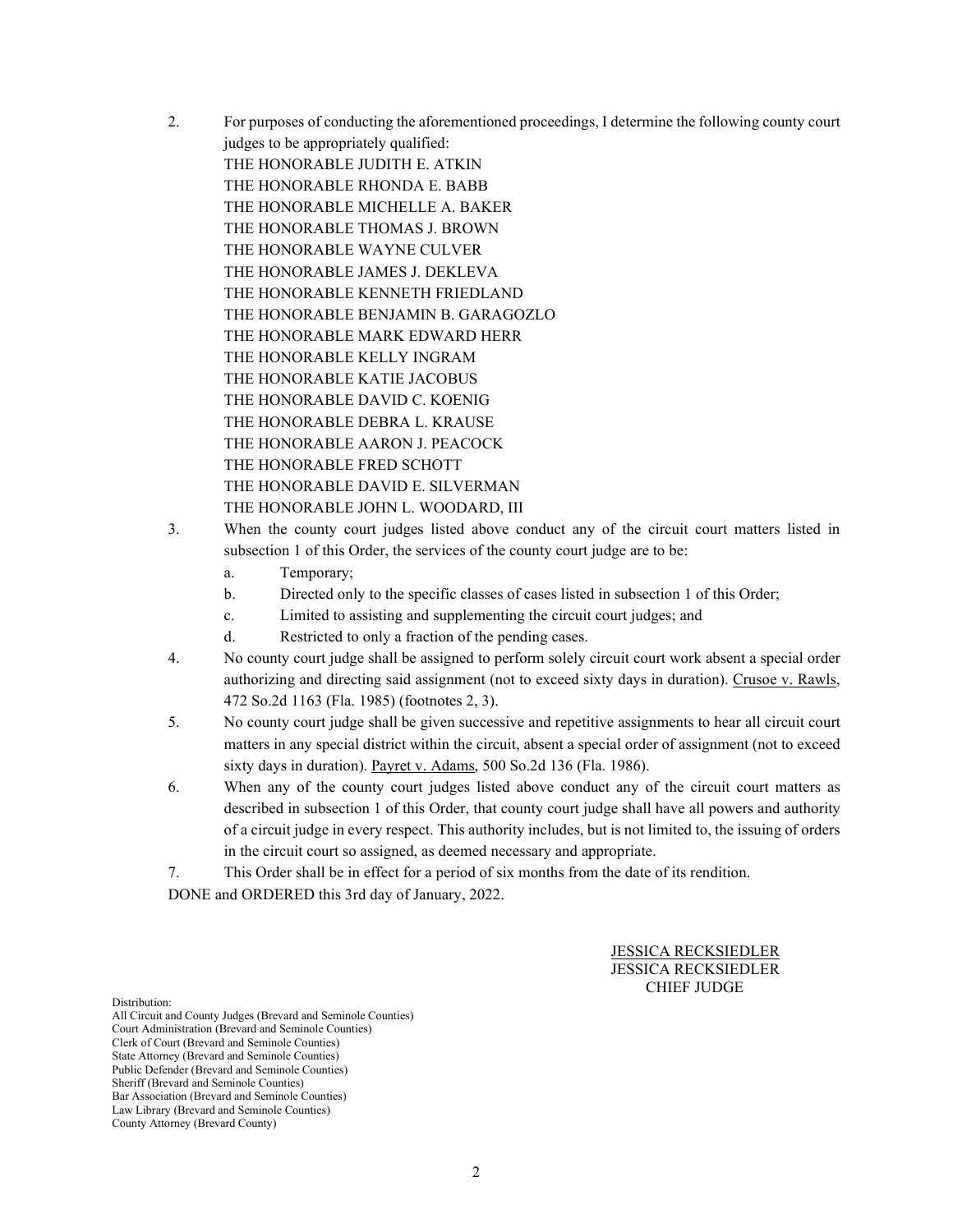2. For purposes of conducting the aforementioned proceedings, I determine the following county court judges to be appropriately qualified:

   THE HONORABLE JUDITH E. ATKIN
   THE HONORABLE RHONDA E. BABB
   THE HONORABLE MICHELLE A. BAKER
   THE HONORABLE THOMAS J. BROWN
   THE HONORABLE WAYNE CULVER
   THE HONORABLE JAMES J. DEKLEVA
   THE HONORABLE KENNETH FRIEDLAND
   THE HONORABLE BENJAMIN B. GARAGOZLO
   THE HONORABLE MARK EDWARD HERR
   THE HONORABLE KELLY INGRAM
   THE HONORABLE KATIE JACOBUS
   THE HONORABLE DAVID C. KOENIG
   THE HONORABLE DEBRA L. KRAUSE
   THE HONORABLE AARON J. PEACOCK
   THE HONORABLE FRED SCHOTT
   THE HONORABLE DAVID E. SILVERMAN
   THE HONORABLE JOHN L. WOODARD, III

3. When the county court judges listed above conduct any of the circuit court matters listed in subsection 1 of this Order, the services of the county court judge are to be:
   a. Temporary;
   b. Directed only to the specific classes of cases listed in subsection 1 of this Order;
   c. Limited to assisting and supplementing the circuit court judges; and
   d. Restricted to only a fraction of the pending cases.

4. No county court judge shall be assigned to perform solely circuit court work absent a special order authorizing and directing said assignment (not to exceed sixty days in duration). Crusoe v. Rawls, 472 So.2d 1163 (Fla. 1985) (footnotes 2, 3).

5. No county court judge shall be given successive and repetitive assignments to hear all circuit court matters in any special district within the circuit, absent a special order of assignment (not to exceed sixty days in duration). Payret v. Adams, 500 So.2d 136 (Fla. 1986).

6. When any of the county court judges listed above conduct any of the circuit court matters as described in subsection 1 of this Order, that county court judge shall have all powers and authority of a circuit judge in every respect. This authority includes, but is not limited to, the issuing of orders in the circuit court so assigned, as deemed necessary and appropriate.

7. This Order shall be in effect for a period of six months from the date of its rendition.

DONE and ORDERED this 3rd day of January, 2022.

JESSICA RECKSIEDLER
JESSICA RECKSIEDLER
CHIEF JUDGE

Distribution:
All Circuit and County Judges (Brevard and Seminole Counties)
Court Administration (Brevard and Seminole Counties)
Clerk of Court (Brevard and Seminole Counties)
State Attorney (Brevard and Seminole Counties)
Public Defender (Brevard and Seminole Counties)
Sheriff (Brevard and Seminole Counties)
Bar Association (Brevard and Seminole Counties)
Law Library (Brevard and Seminole Counties)
County Attorney (Brevard County)